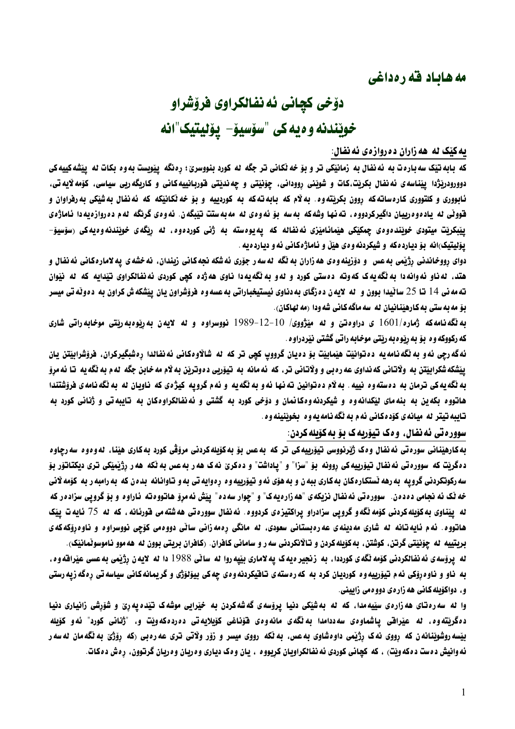مه هاباد قه ره داغی

# دۆخی کچانی ئه نفالکراوی فرۆشراو
# خوێندنه وه یه کی "سۆسیۆ- پۆلیتیک"انه

## یه کێک له هه زاران ده روازه ی ئه نفال:

که بابه تێک سه باره ت به ئه نفال به زمانێکی تر و بۆ خه ڵکانی تر جگه له کورد بنووسرێ؛ ره نگه پێویست به وه بکات له پێشه کییه کی دوورودرێژدا پێناسه ی ئه نفال بکرێت،کات و شوێنی روودانی، چۆنێتی و چه ندێتی قوربانییه کانی و کاریگه ریی سیاسی، کۆمه لایه تی، ئابووری و کلتووری کاره ساته که روون بکرێته وه. به لام که بابه ته که به کوردییه و بۆ خه ڵکانێکه که ئه نفال به شێکی به رفراوان و قووڵی له یاده وه رییان داگیرکردووه، ته نها وشه که به سه بۆ ئه وه ی له مه به ستت تێبگه ن. ئه وه ی گرنگه له م ده روازه یه دا ئاماژه ی پێبکرێت میتودی خوێندنه وه ی چمکێکی هێمائامێزی ئه نفاله که په یوه سته به ژنی کورده وه، له رێگه ی خوێندنه وه یه کی (سۆسیۆ- پۆلیتیک)انه بۆ دیارده که و شیکردنه وه ی هێڵ و ئاماژه کانی ئه و دیارده یه.

دوای رووخاندنی رژێمی به عس و دۆزینه وه ی هه زاران به ڵگه له سه ر جۆری ئه شکه نجه کانی زیندان، نه خشه ی په لاماره کانی ئه نفال و هتد، له ناو ئه وانه دا به ڵگه یه ک که وته ده ستی کورد و له و به ڵگه یه دا ناوی هه ژده کچی کوردی ئه نفالکراوی تێدایه که له نێوان ته مه نی 14 تا 25 ساڵیدا بوون و له لایه ن ده زگای به دناوی ئیستیخباراتی به عسه وه فرۆشراون یان پێشکه ش کراون به ده وڵه تی میسر بۆ مه به ستی به کارهێنانیان له سه ماگه کانی شه ودا (مه لهاکان).

به ڵگه نامه که ژماره 1601/ ی دراوه تێ و له مێژووی/ 10-12-1989 نووسراوه و له لایه ن به رێوه به رێتی موخابه راتی شاری که رکووکه وه بۆ به رێوه به رێتی موخابه راتی گشتی نێردراوه.

ئه گه رچی ئه و به ڵگه نامه یه ده توانێت هێمابێت بۆ ده یان گرووپی کچی تر که له شاڵاوه کانی ئه نفالدا ره شبگیرکران، فرۆشرابێتن یان پێشکه شکرابێتن به وڵاتانی که نداوی عه ره بی و وڵاتانی تر، که ئه مانه به تیۆریی ده وترێن به لام مه خابن جگه له م به ڵگه یه تا ئه مڕۆ به ڵگه یه کی ترمان به ده سته وه نییه. به لام ده توانین ته نها ئه و به ڵگه یه و ئه م گرووپه کیژه ی که ناویان له به ڵگه نامه ی فرۆشتندا هاتووه بکه ین به بنه مای لێکدانه وه و شیکردنه وه کانمان و دۆخی کورد به گشتی و ئه نفالکراوه کان به تایبه تی و ژنانی کورد به تایبه تیتر له میانه ی کۆده کانی ئه م به ڵگه نامه یه وه بخوێنینه وه.

## سووره تی ئه نفال، وه ک تیۆرییه ک بۆ به کۆیله کردن:

به کارهێنانی سوره تی ئه نفال وه ک ژێرنووسی تیۆرییه کی تر که به عس بۆ به کۆیله کردنی مرۆڤی کورد به کاری هێنا، له وه وه سه رچاوه ده گرێت که سووره تی ئه نفال تیۆرییه کی روونه بۆ "سزا" و "پاداشت" و ده کرێ نه ک هه ر به عس به ڵکه هه ر رژێمێکی تری دیکتاتۆر بۆ سه رکوتکردنی گرووپه به رهه ڵستکاره کان به کاری ببه ن و به هۆی ئه و تیۆرییه وه ره وایه تی به و تاوانانه بده ن که به رامبه ر به کۆمه ڵانی خه ڵک ئه نجامی ده ده ن. سووره تی ئه نفال نزیکه ی "هه زاره یه ک" و "چوار سه ده" پێش ئه مڕۆ هاتووه ته ئاراوه و بۆ گرووپی سزاده ر که له پێناوی به کۆیله کردنی کۆمه ڵگه و گرووپی سزادراو پراکتیزه ی کردووه. ئه نفال سووره تی هه شته می قورئانه، که له 75 ئایه ت پێک هاتووه. ئه م ئایه تانه له شاری مه دینه ی عه ره بستانی سعودی، له مانگی ره مه زانی ساڵی دووه می کۆچی نووسراوه و ناوه رۆکه که ی بریتییه له چۆنێتی گرتن، کوشتن، به کۆیله کردن و تالانکردنی سه ر و سامانی کافران. (کافران بریتی بوون له هه موو ناموسوڵمانێک).

له پرۆسه ی ئه نفالکردنی کۆمه ڵگه ی کوردا، به زنجیره یه ک په لاماری بێپه روا له ساڵی 1988 دا له لایه ن رژێمی به عسی عێراقه وه، به ناو و ناوه رۆکی ئه م تیۆرییه وه کوردیان کرد به که ره سته ی تاقیکردنه وه ی چه کی بیۆلۆژی و گریمانه کانی سیاسه تی ره گه زپه رستی و، دواکۆیله کانی هه زاره ی دووه می زایینی.

وا له سه ره تای هه زاره ی سێیه مدا، که له به شێکی دنیا پرۆسه ی گه شه کردن به خێرایی موشه ک تێده په ڕێ و شۆرشی زانیاری دنیا ده گرێته وه، له عێراقی پاشماوه ی سه دداما به ڵگه ی مانه وه ی قۆناغی کۆیلایه تی ده رده که وێت و، "ژنانی کورد" ئه و کۆیله بێسه روشوێنانه ن که رووی نه ک رژێمی داوه شاوی به عس، به ڵکه رووی میسر و زۆر وڵاتی تری عه ره بی (که رۆژێ به ڵگه مان له سه ر ئه وانیش ده ست ده که وێت) ، که کچانی کوردی ئه نفالکراویان کڕیووه ، یان وه ک دیاری وه ریان وه ریان گرتوون، ره ش ده کات.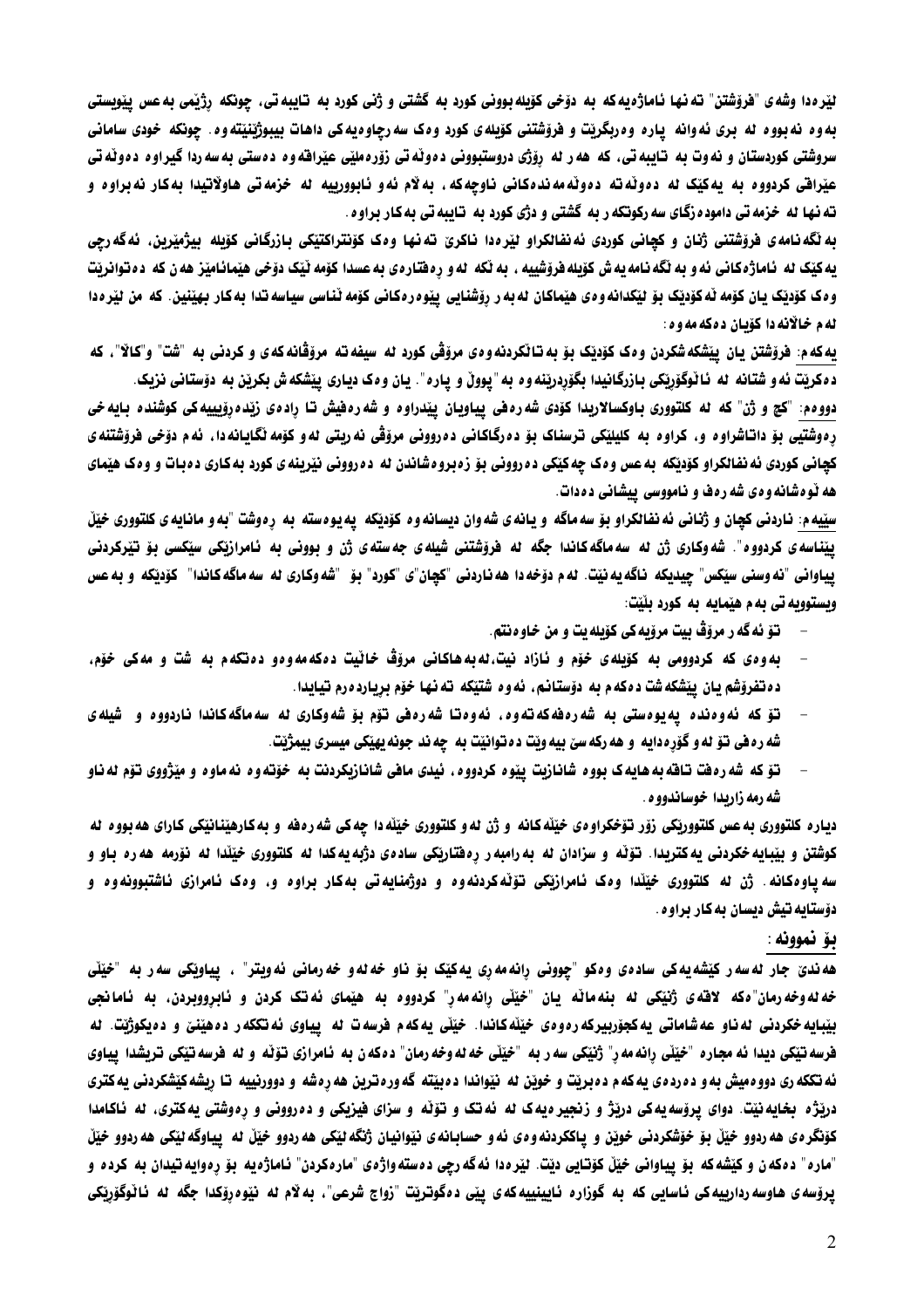لێرەدا وشەی "فرۆشتن" تەنها ئاماژەیەکە بە دۆخی کۆیلەبوونی کورد بە گشتی و ژنی کورد بە تایبەتی، چونکە ڕژێمی بەعس پێویستی بەوە نەبووە لە بری ئەوانە پارە وەربگرێت و فرۆشتنی کۆیلەی کورد وەک سەرچاوەیەکی داهات بیبوژێنێتەوە. چونکە خودی سامانی سروشتی کوردستان و نەوت بە تایبەتی، کە هەر لە ڕۆژی دروستبوونی دەوڵەتی زۆرەملێی عێراقەوە دەستی بەسەردا گیراوە دەوڵەتی عێراقی کردووە بە یەکێک لە دەوڵەتە دەوڵەمەندەکانی ناوچەکە، بەڵام ئەو ئابوورییە لە خزمەتی هاوڵاتیدا بەکار نەبراوە و تەنها لە خزمەتی دامودەزگای سەرکوتکەر بە گشتی و دژی کورد بە تایبەتی بەکار براوە.

بەڵگەنامەی فرۆشتنی ژنان و کچانی کوردی ئەنفالکراو لێرەدا ناکرێ تەنها وەک کۆنتراکتێکی بازرگانی کۆیلە بیژمێرین، ئەگەرچی یەکێک لە ئاماژەکانی ئەو بەڵگەنامەیەش کۆیلەفرۆشییە، بەڵکە لەو ڕەفتارەی بەعسدا کۆمەڵێک دۆخی هێمائامێز هەن کە دەتوانرێت وەک کۆدێک یان کۆمەڵە کۆدێک بۆ لێکدانەوەی هێماکان لەبەر ڕۆشنایی پێوەرەکانی کۆمەڵناسی سیاسەتدا بەکار بهێنین. کە من لێرەدا لەم خاڵانەدا کۆیان دەکەمەوە:

یەکەم: فرۆشتن یان پێشکەشکردن وەک کۆدێک بۆ بەتاڵکردنەوەی مرۆڤی کورد لە سیفەتە مرۆڤانەکەی و کردنی بە "شت" و"کاڵا"، کە دەکرێت ئەو شتانە لە ئاڵوگۆڕێکی بازرگانیدا بگۆڕدرێنەوە بە "پووڵ و پارە". یان وەک دیاری پێشکەش بکرێن بە دۆستانی نزیک.

دووەم: "کچ و ژن" کە لە کلتووری باوکسالاریدا کۆدی شەرەفی پیاویان پێدراوە و شەرەفیش تا ڕادەی زیندەڕۆبییەکی کوشندە بایەخی ڕەوشتیی بۆ داتاشراوە و، کراوە بە کلیلێکی ترسناک بۆ دەرگاکانی دەروونی مرۆڤی ئەو ڕێتی لەو کۆمەڵگایانەدا، ئەم دۆخی فرۆشتنەی کچانی کوردی ئەنفالکراو کۆدێکە بەعس وەک چەکێکی دەروونی بۆ زەبروەشاندن لە دەروونی ئێرینەی کورد بەکاری دەبات و وەک هێمای هەڵوەشانەوەی شەرەف و ناموسی پیشانی دەدات.

سێیەم: ناردنی کچان و ژنانی ئەنفالکراو بۆ سەماگە و یانەی شەوان دیسانەوە کۆدێکە پەیوەستە بە ڕەوشت "بەو مانایەی کلتووری خێڵ پێناسەی کردووە". شەوکاری ژن لە سەماگەکاندا جگە لە فرۆشتنی شیلەی جەستەی ژن و بوونی بە ئامرازێکی سێکسی بۆ تێرکردنی پیاوانی "ئەوسنی سێکس" چیدیکە ناگەیەنێت. لەم دۆخەدا هەناردنی "کچان"ی "کورد" بۆ "شەوکاری لە سەماگەکاندا" کۆدێکە و بەعس ویستوویەتی بەم هێمایە بە کورد بڵێت:

- تۆ ئەگەر مرۆڤ بیت مرۆیەکی کۆیلەیت و من خاوەنتم.
- بەوەی کە کردوومی بە کۆیلەی خۆم و ئازاد نیت،لەبەهاکانی مرۆڤ خاڵیت دەکەمەوەو دەتکەم بە شت و مەکی خۆم، دەتفرۆشم یان پێشکەشت دەکەم بە دۆستانم، ئەوە شتێکە تەنها خۆم بڕیاردەرم تیایدا.
- تۆ کە ئەوەندە پەیوەستی بە شەرەفەکەتەوە، ئەوەتا شەرەفی تۆم بۆ شەوکاری لە سەماگەکاندا ناردووە و شیلەی شەرەفی تۆ لەو گۆڕەدایە و هەرکەسێ بیەوێت دەتوانێت بە چەند جونەیەکی میسری بیمژێت.
- تۆ کە شەرەفت تاقەبەهایەک بووە شانازیت پێوە کردووە، ئیدی مافی شانازیکردنت بە خۆتەوە نەماوە و مێژووی تۆم لەناو شەرمەزاریدا خوساندووە.

دیارە کلتووری بەعس کلتوورێکی زۆر تۆخکراوەی خێڵەکانە و ژن لەو کلتووری خێڵەدا چەکی شەرەفە و بەکارهێنانێکی کارای هەبووە لە کوشتن و بێبایەخکردنی یەکتریدا. تۆڵە و سزادان لە بەرامبەر ڕەفتارێکی سادەی دژبەیەکدا لە کلتووری خێڵدا لە نۆرمە هەرە باو و سەپاوەکانە. ژن لە کلتووری خێڵدا وەک ئامرازێکی تۆڵەکردنەوە و دوژمنایەتی بەکار براوە و، وەک ئامرازی ئاشتبوونەوە و دۆستایەتیش دیسان بەکار براوە.

بۆ نموونە:

هەندێ جار لەسەر کێشەیەکی سادەی وەکو "چوونی ڕانەمەڕی یەکێک بۆ ناو خەڵەو خەرمانی ئەویتر"، پیاوێکی سەر بە "خێڵی خەڵەوخەرمان"ەکە لاقەی ژنێکی لە بنەماڵە یان "خێڵی ڕانەمەڕ" کردووە بە هێمای ئەتک کردن و ئابڕووبردن، بە ئامانجی بێبایەخکردنی لەناو عەشاماتی یەکجۆربیرکەڕەوەی خێڵەکاندا. خێڵی یەکەم فرسەت لە پیاوی ئەتککەر دەهێنێ و دەیکوژێت. لە فرسەتێکی دیدا ئەمجارە "خێڵی ڕانەمەڕ" ژنێکی سەر بە "خێڵی خەڵەوخەرمان" دەکەن بە ئامرازی تۆڵە و لە فرسەتێکی تریشدا پیاوی ئەتککەری دووەمیش بەو دەردەی یەکەم دەبرێت و خوێن لە نێواندا دەبێتە گەورەترین هەڕەشە و دوورنییە تا ڕیشەکێشکردنی یەکتری درێژە بخایەنێت. دوای پرۆسەیەکی درێژ و زنجیرەیەک لە ئەتک و تۆڵە و سزای فیزیکی و دەروونی و ڕەوشتی یەکتری، لە ئاکامدا کۆنگرەی هەردوو خێڵ بۆ خۆشکردنی خوێن و پاککردنەوەی ئەو حسابانەی نێوانیان ژنگەلێکی هەردوو خێڵ لە پیاوگەلێکی هەردوو خێڵ "مارە" دەکەن و کێشەکە بۆ پیاوانی خێڵ کۆتایی دێت. لێرەدا ئەگەرچی دەستەواژەی "مارەکردن" ئاماژەیە بۆ ڕەوایەتیدان بە کردە و پرۆسەی هاوسەرداریەکی ئاسایی کە بە گوزارە ئایینییەکەی پێی دەگوترێت "زواج شرعي"، بەڵام لە نێوەڕۆکدا جگە لە ئاڵوگۆڕێکی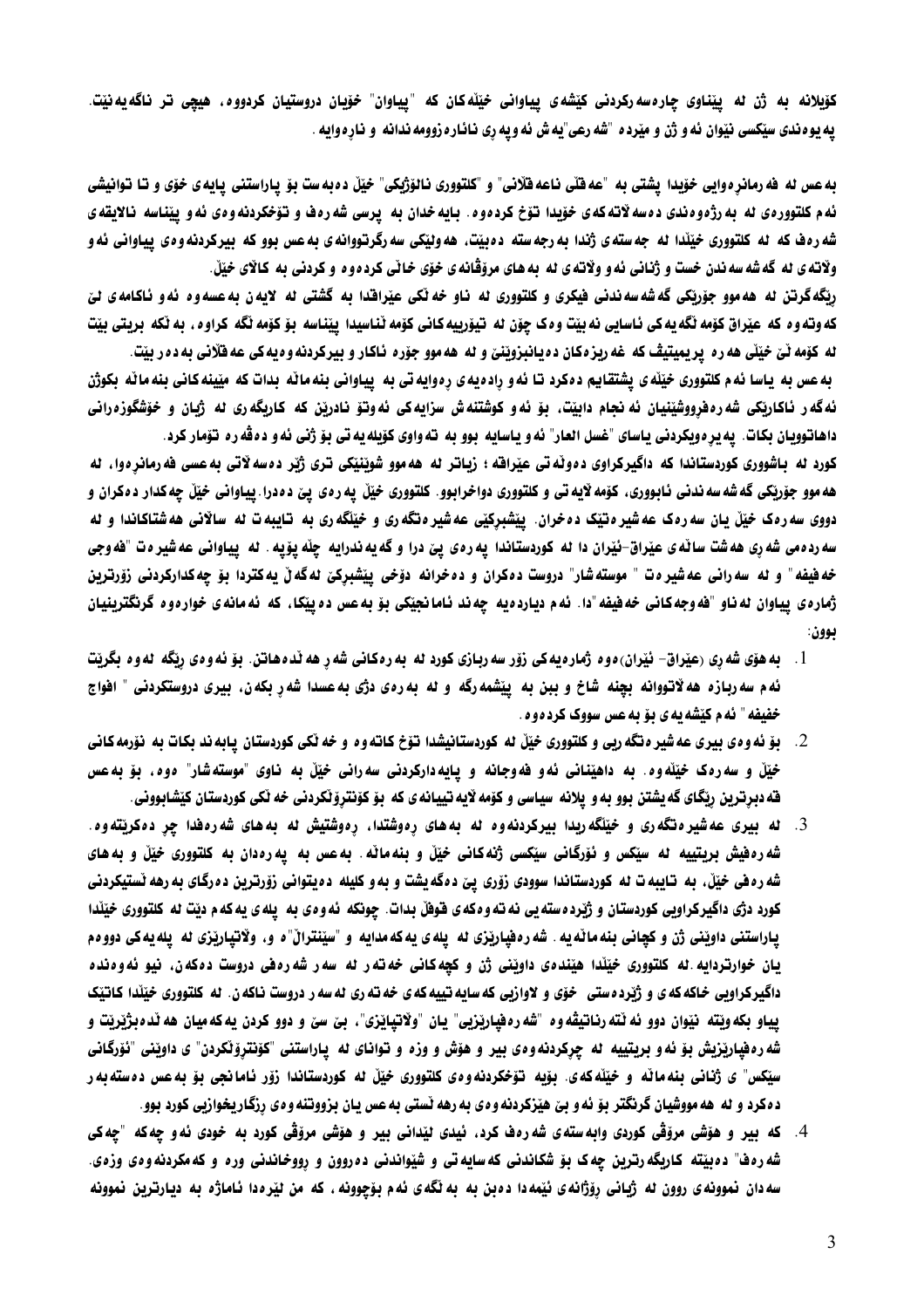کۆیلانە بە ژن لە پێناوی چارەسەرکردنی کێشەی پیاوانی خێڵەکان کە "پیاوان" خۆیان دروستیان کردووە، هیچی تر ناگەیەنێت. پەیوەندی سێکسی نێوان ئەو ژن و مێردە "شەرعی"یەش ئەویەری نائارەزوومەندانە و ناڕەوایە.

بەعس لە فەرمانڕەوایی خۆیدا پشتی بە "عەقڵی ناعەقلانی" و "کلتووری نالۆژیکی" خێڵ دەبەست بۆ پاراستنی پایەی خۆی و تا توانیشی ئەم کلتوورەی لە بەرژەوەندی دەسەڵاتەکەی خۆیدا تۆخ کردەوە. بایەخدان بە پرسی شەرەف و تۆخکردنەوەی ئەو پێناسە نالایقەی شەرەف کە لە کلتووری خێڵدا لە جەستەی ژندا بەرجەستە دەبێت، هەوڵێکی سەرگرتووانەی بەعس بوو کە بیرکردنەوەی پیاوانی ئەو وڵاتەی لە گەشەسەندن خست و ژنانی ئەو وڵاتەی لە بەهای مرۆڤانەی خۆی خاڵی کردەوە و کردنی بە کاڵای خێڵ.

ڕێگەگرتن لە هەموو جۆرێکی گەشەسەندنی فیکری و کلتووری لە ناو خەڵکی عێراقدا بە گشتی لە لایەن بەعسەوە ئەو ئاکامەی لێ کەوتەوە کە عێراق کۆمەڵگەیەکی ئاسایی نەبێت وەک چۆن لە تیۆرییەکانی کۆمەڵناسیدا پێناسە بۆ کۆمەڵگە کراوە، بەڵکە بریتی بێت لە کۆمەڵێ خێڵی هەرە پریمیتیڤ کە غەریزەکان دەیانبزوێنێ و لە هەموو جۆرە ئاکار و بیرکردنەوەیەکی عەقڵانی بەدەر بێت.

بەعس بە یاسا ئەم کلتووری خێڵەی پشتقایم دەکرد تا ئەو رادەیەی ڕەوایەتی بە پیاوانی بنەماڵە بدات کە مێینەکانی بنەماڵە بکوژن ئەگەر ئاکارێکی شەرەفرووشێنیان ئەنجام دابێت، بۆ ئەو کوشتنەش سزایەکی ئەوتۆ نادرێن کە کاریگەری لە ژیان و خۆشگوزەرانی داهاتوویان بکات. پەیڕەوکردنی یاسای "غسل العار" ئەو یاسایە بوو بە تەواوی کۆیلەیەتی بۆ ژنی ئەو دەڤەرە تۆمار کرد.

کورد لە باشووری کوردستاندا کە داگیرکراوی دەوڵەتی عێراقە؛ زیاتر لە هەموو شوێنێکی تری ژێر دەسەڵاتی بەعسی فەرمانڕەوا، لە هەموو جۆرێکی گەشەسەندنی ئابووری، کۆمەڵایەتی و کلتووری دواخرابوو. کلتووری خێڵ پەرەی پێ دەدرا. پیاوانی خێڵ چەکدار دەکران و دووی سەرەک خێڵ یان سەرەک عەشیرەتێک دەخران. پێشبڕکێی عەشیرەتگەری و خێڵگەری بە تایبەت لە ساڵانی هەشتاکاندا و لە سەردەمی شەڕی هەشت ساڵەی عێراق-ئێران دا لە کوردستاندا پەرەی پێ درا و گەیەندرایە چڵە پۆپە. لە پیاوانی عەشیرەت "فەوجی خەفیفە" و لە سەرانی عەشیرەت " موستەشار" دروست دەکران و دەخرانە دۆخی پێشبڕکێ لەگەڵ یەکتردا بۆ چەکدارکردنی زۆرترین ژمارەی پیاوان لەناو "فەوجەکانی خەفیفە"دا. ئەم دیاردەیە چەند ئامانجێکی بۆ بەعس دەپێکا، کە ئەمانەی خوارەوە گرنگترینیان بوون:

1. بەهۆی شەڕی (عێراق- ئێران)ەوە ژمارەیەکی زۆر سەربازی کورد لە بەرەکانی شەڕ هەڵدەهاتن. بۆ ئەوەی ڕێگە لەوە بگرێت ئەم سەربازە هەڵاتووانە بچنە شاخ و ببن بە پێشمەرگە و لە بەرەی دژی بەعسدا شەڕ بکەن، بیری دروستکردنی " افواج خفیفە" ئەم کێشەیەی بۆ بەعس سووک کردەوە.
2. بۆ ئەوەی بیری عەشیرەتگەریی و کلتووری خێڵ لە کوردستانیشدا تۆخ کاتەوە و خەڵکی کوردستان پابەند بکات بە نۆرمەکانی خێڵ و سەرەک خێڵەوە. بە داهێنانی ئەو فەوجانە و پایەدارکردنی سەرانی خێڵ بە ناوی "موستەشار" ەوە، بۆ بەعس فەدبرترین ڕێگای گەیشتن بوو بەو پلانە سیاسی و کۆمەڵایەتییانەی کە بۆ کۆنترۆڵکردنی خەڵکی کوردستان کێشابوونی.
3. لە بیری عەشیرەتگەری و خێڵگەریدا بیرکردنەوە لە بەهای ڕەوشتدا، ڕەوشتیش لە بەهای شەرەفدا چڕ دەکرێتەوە. شەرەفیش بریتییە لە سێکس و ئۆرگانی سێکسی ژنەکانی خێڵ و بنەماڵە. بەعس بە پەرەدان بە کلتووری خێڵ و بەهای شەرەفی خێڵ، بە تایبەت لە کوردستاندا سوودی زۆری پێ دەگەیشت و بەو کلیلە دەیتوانی زۆرترین دەرگای بەرهە ڵستیکردنی کورد دژی داگیرکراویی کوردستان و ژێردەستەیی نەتەوەکەی قوفڵ بدات. چونکە ئەوەی بە پلەی یەکەم دێت لە کلتووری خێڵدا پاراستنی داوێنی ژن و کچانی بنەماڵەیە. شەرەفپارێزی لە پلەی یەکەمدایە و "سێنتراڵ"ە و، وڵاتپارێزی لە پلەیەکی دووەم یان خوارتردایە. لە کلتووری خێڵدا هێندەی داوێنی ژن و کچەکانی خەتەر لە سەر شەرەفی دروست دەکەن، نیو ئەوەندە داگیرکراویی خاکەکەی و ژێردەستی خۆی و لاوازیی کەسایەتییەکەی خەتەری لەسەر دروست ناکەن. لە کلتووری خێڵدا کاتێک پیاو بکەوێتە نێوان دوو ئەڵتەرناتیڤەوە "شەرەفپارێزی" یان "وڵاتپارێزی"، بێ سێ و دوو کردن یەکەمیان هەڵدەبژێرێت و شەرەفپارێزیش بۆ ئەو بریتییە لە چڕکردنەوەی بیر و هۆش و وزە و توانای لە پاراستنی "کۆنترۆڵکردن" ی داوێنی "ئۆرگانی سێکس" ی ژنانی بنەماڵە و خێڵەکەی. بۆیە تۆخکردنەوەی کلتووری خێڵ لە کوردستاندا زۆر ئامانجی بۆ بەعس دەستەبەر دەکرد و لە هەموویان گرنگتر بۆ ئەو بێ هێزکردنەوەی بەرهەڵستی بەعس یان بزووتنەوەی ڕزگاریخوازیی کورد بوو.
4. کە بیر و هۆشی مرۆڤی کوردی وابەستەی شەرەف کرد، ئیدی لێدانی بیر و هۆشی مرۆڤی کورد بە خودی ئەو چەکە "چەکی شەرەف" دەبێتە کاریگەرترین چەک بۆ شکاندنی کەسایەتی و شێواندنی دەروون و ڕووخاندنی ورە و کەمکردنەوەی وزەی. سەدان نموونەی ڕوون لە ژیانی ڕۆژانەی ئێمەدا دەبن بە بەڵگەی ئەم بۆچوونە، کە من لێرەدا ئاماژە بە دیارترین نموونە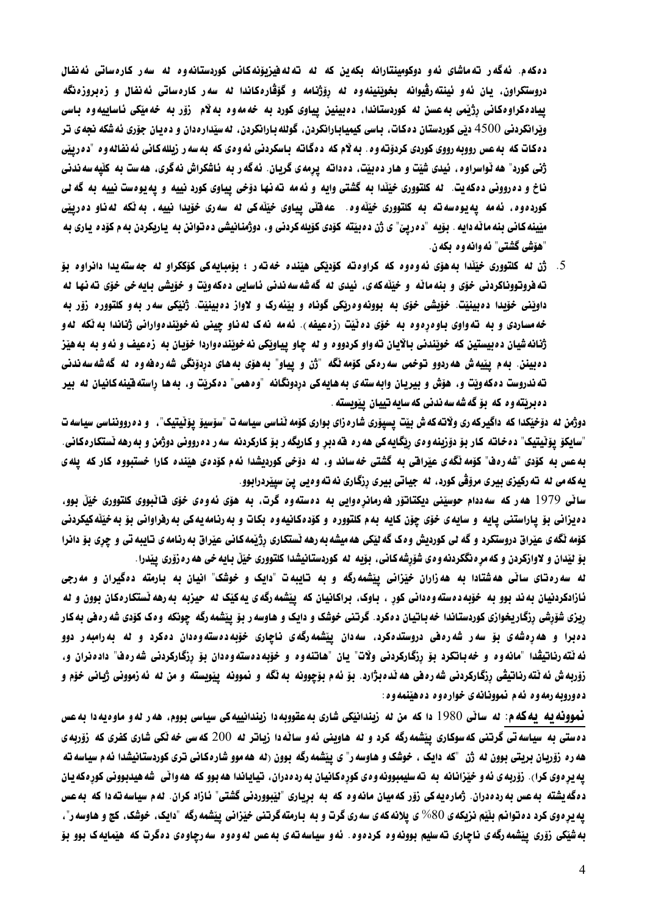دەکەم. ئەگەر تەماشای ئەو دوکومینتارانە بکەین کە لە تەلەفیزیۆنەکانی کوردستانەوە لە سەر کارەساتی ئەنفال دروستکراون، یان ئەو ئینتەرڤیوانە بخوێنینەوە لە ڕۆژنامە و گۆڤارەکاندا لە سەر کارەساتی ئەنفال و زەبروزەنگە پیادەکراوەکانی ڕژێمی بەعس لە کوردستاندا، دەبینین پیاوی کورد بە خەمەوە بەڵام زۆر بە خەمێکی ئاساییەوە باسی وێرانکردنی 4500 دێی کوردستان دەکات، باسی کیمیابارانکردن، گوللەبارانکردن، لەسێدارەدان و دەیان جۆری ئەشکەنجەی تر دەکات کە بەعس رووبەرووی کوردی کردۆتەوە. بەڵام کە دەگاتە باسکردنی ئەوەی کە بەسەر ژیلەکانی ئەنفالەوە "دەرپێی ژنی کورد" هەڵواسراوە، ئیدی شێت و هار دەبێت، دەداتە پرمەی گریان. ئەگەر بە ئاشکراش نەگری، هەست بە کلێپەسەندنی ناخ و دەروونی دەکەیت. لە کلتووری خێڵدا بە گشتی وایە و ئەمە تەنها دۆخی پیاوی کورد نییە و پەیوەست نییە بە گەلی کوردەوە، ئەمە پەیوەستە بە کلتووری خێڵەوە. عەقڵی پیاوی خێڵەکی لە سەری خۆیدا نییە، بەڵکە لەناو دەرپێی مێینەکانی بنەماڵە دایە. بۆیە "دەرپێ"ی ژن دەبێتە کۆدی کۆیلەکردنی و، دوژمنانیشی دەتوانن بە یاریکردن بەم کۆدە یاری بە "هۆشی گشتی" ئەوانەوە بکەن.

5. ژن لە کلتووری خێڵدا بەهۆی ئەوەوە کە کراوەتە کۆدێکی هێندە خەتەر؛ بۆمبایەکی کۆککراو لە جەستەیدا دانراوە بۆ تەفروتووناکردنی خۆی و بنەماڵە و خێڵەکەی، ئیدی لە گەشەسەندنی ئاسایی دەکەوێت و خۆیشی بایەخی خۆی تەنها لە داوێنی خۆیدا دەبینێت. خۆیشی خۆی بە بوونەوەرێکی گوناە و بێئەرک و لاواز دەبینێت. ژێنێکی سەر بەو کلتوورە زۆر بە خەمساردی و بە تەواوی باوەڕەوە بە خۆی دەڵێت (زەعیفە). ئەمە نەک لەناو چینی نەخوێندەوارانی ژناندا بەڵکە لەو ژنانەشیان دەبیستین کە خوێندنی باڵایان تەواو کردووە و لە چاو پیاوێکی نەخوێندەواردا خۆیان بە زەعیف و ئەو بە بەهێز دەبینن. بەم پێیەش هەردوو توخمی سەرەکی کۆمەڵگە "ژن و پیاو" بەهۆی بەهای دڕدۆنگی شەرەفەوە لە گەشەسەندنی تەندروست دەکەوێت و، هۆش و بیریان وابەستەی بەهایەکی دڕدونگانە "وەهمی" دەکرێت و، بەها ڕاستەقینەکانیان لە بیر دەبرێتەوە کە بۆ گەشەسەندنی کەسایەتییان پێویستە.

دوژمن لە دۆخێکدا کە داگیرکەری وڵاتەکەش بێت پسپۆری شارەزای بواری کۆمەڵناسی سیاسەت "سۆسیۆ پۆلیتیک"، و دەروونناسی سیاسەت "سایکۆ پۆلیتیک" دەخاتە کار بۆ دۆزینەوەی ڕێگایەکی هەرە قەدبڕ و کاریگەر بۆ کارکردنە سەر دەروونی دوژمن و بەرهەڵستکارەکانی. بەعس بە کۆدی "شەرەف" کۆمەڵگەی عێراقی بە گشتی خەساند و، لە دۆخی کوردیشدا ئەم کۆدەی هێندە کارا خستبووە کار کە پلەی یەکەمی لە تەرکیزی بیری مرۆڤی کورد، لە جیاتی بیری ڕزگاری نەتەوەیی پێ سپێردرابوو.

ساڵی 1979 هەر کە سەددام حوسێنی دیکتاتۆر فەرمانڕەوایی بە دەستەوە گرت، بە هۆی ئەوەی خۆی قاڵبووی کلتووری خێڵ بوو، دەیزانی بۆ پاراستنی پایە و سایەی خۆی چۆن کایە بەم کلتوورە و کۆدەکانیەوە بکات و بەرنامەیەکی بەرفراوانی بۆ بەخێڵەکیکردنی کۆمەڵگەی عێراق دروستکرد و گەلی کوردیش وەک گەلێکی هەمیشە بەرهەڵستکاری ڕژێمەکانی عێراق بەرنامەی تایبەتی و چڕی بۆ دانرا بۆ لێدان و لاوازکردن و کەمڕەنگکردنەوەی شۆڕشەکانی، بۆیە لە کوردستانیشدا کلتووری خێڵ بایەخی هەرەزۆری پێدرا.

لە سەرەتای ساڵی هەشتادا بە هەزاران خێزانی پێشمەرگە و بە تایبەت "دایک و خوشک" انیان بە بارمتە دەگیران و مەرجی ئازادکردنیان بەند بوو بە خۆبەدەستەوەدانی کوڕ، باوک، براکانیان کە پێشمەرگەی یەکێک لە حیزبە بەرهەڵستکارەکان بوون و لە ڕیزی شۆڕشی ڕزگاریخوازی کوردستاندا خەباتیان دەکرد. گرتنی خوشک و دایک و هاوسەر بۆ پێشمەرگە چونکە وەک کۆدی شەرەفی بەکار دەبرا و هەڕەشەی بۆ سەر شەرەفی دروستدەکرد، سەدان پێشمەرگەی ناچاری خۆبەدەستەوەدان دەکرد و لە بەرامبەر دوو ئەڵتەرناتیڤدا "مانەوە و خەباتکردن بۆ ڕزگارکردنی وڵات" یان "هاتنەوە و خۆبەدەستەوەدان بۆ ڕزگارکردنی شەرەف" دادەنران و، زۆربەش ئەڵتەرناتیڤی ڕزگارکردنی شەرەفی ئەندبژارد. بۆ ئەم بۆچوونە بەڵگە و نموونە پێویستە و من لە ئەزموونی ژیانی خۆم و دەوروبەرمەوە ئەم نموونانەی خوارەوە دەهێنمەوە:

**نموونەیەک**: لە ساڵی 1980 دا کە من لە زیندانێکی شاری بەعقووبەدا زیندانییەکی سیاسی بووم، هەر لەو ماوەیەدا بەعس دەستی بە سیاسەتی گرتنی کەسوکاری پێشمەرگە کرد و لە هاوینی ئەو ساڵەدا زیاتر لە 200 کەسی خەڵکی شاری کفری کە زۆربەی هەرە زۆریان بریتی بوون لە ژن "کە دایک، خوشک و هاوسەر"ی پێشمەرگە بوون (لە هەموو شارەکانی تری کوردستانیشدا ئەم سیاسەتە پەیڕەوی کرا). زۆربەی ئەو خێزانانە بە تەسلیمبوونەوەی کوڕەکانیان بەردەدران، تیایاندا هەبوو کە هەواڵی شەهیدبوونی کوڕەکەیان دەگەیشتە بەعس بەردەدران. ژمارەیەکی زۆر کەمیان مانەوە کە بە بڕیاری "لێبووردنی گشتی" ئازاد کران. لەم سیاسەتەدا کە بەعس پەیڕەوی کرد دەتوانم بڵێم نزیکەی 80%ی پلانەکەی سەری گرت و بە بارمتەگرتنی خێزانی پێشمەرگە "دایک، خوشک، کچ و هاوسەر"، بەشێکی زۆری پێشمەرگەی ناچاری تەسلیم بوونەوە کردەوە. ئەو سیاسەتەی بەعس لەوەوە سەرچاوەی دەگرت کە هێمایەک بوو بۆ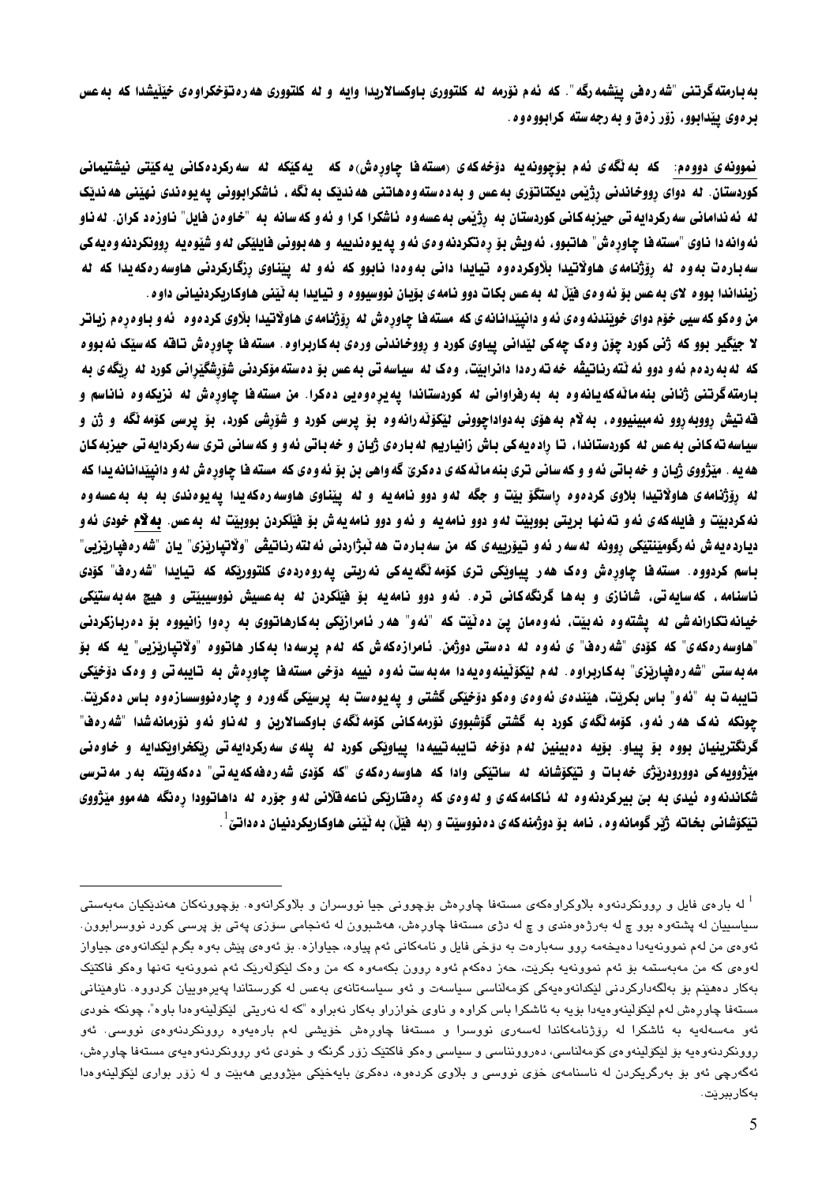بەبارمتەگرتنی "شەرەفی پێشمەرگە". کە ئەم نۆرمە لە کلتووری باوکسالاریدا وایە و لە کلتووری هەرەتۆخکراوەی خێڵیشدا کە بەعس برەوی پێدابوو، زۆر زەق و بەرجەستە کرابووەوە.

نموونەی دووەم: کە بەڵگەی ئەم بۆچوونەیە دۆخەکەی (مستەفا چاوڕەش)ە کە یەکێکە لە سەرکردەکانی یەکێتی نیشتیمانی کوردستان. لە دوای رووخاندنی رژێمی دیکتاتۆری بەعس و بەدەستەوەهاتنی هەندێک بەڵگە، ئاشکرابوونی پەیوەندی نهێنی هەندێک لە ئەندامانی سەرکردایەتی حیزبەکانی کوردستان بە رژێمی بەعسەوە ئاشکرا کرا و ئەوکەسانە بە "خاوەن فایل" ناوزەد کران. لەناو ئەوانەدا ناوی "مستەفا چاوڕەش" هاتبوو، ئەویش بۆ رەتکردنەوەی ئەو پەیوەندییە و هەبوونی فایلێکی لەو شێوەیە روونکردنەوەیەکی سەبارەت بەوە لە رۆژنامەی هاوڵاتیدا بڵاوکردەوە تیایدا دانی بەوەدا نابوو کە ئەو لە پێناوی رزگارکردنی هاوسەرەکەیدا کە لە زینداندا بووە لای بەعس بۆ ئەوەی فێڵ لە بەعس بکات دوو نامەی بۆیان نووسیووە و تیایدا بەڵێنی هاوکاریکردنیانی داوە.

من وەکو کەسێ خۆم دوای خوێندنەوەی ئەو دانپێدانانەی کە مستەفا چاوڕەش لە رۆژنامەی هاوڵاتیدا بڵاوی کردەوە ئەو باوەڕەم زیاتر لا جێگیر بوو کە ژنی کورد چۆن وەک چەکی لێدانی پیاوی کورد و رووخاندنی ورەی بەکاربراوە. مستەفا چاوڕەش تاقە کەسێک نەبووە کە لەبەردەم ئەو دوو لەتەرناتیڤە خەتەرەدا دانرابێت، وەک لە سیاسەتی بەعس بۆ دەستەمۆکردنی شۆڕشگێڕانی کورد لە رێگەی بە بارمتەگرتنی ژنانی بنەماڵەکانیانەوە بە بەرفراوانی لە کوردستاندا پەیڕەویی دەکرا. من مستەفا چاوڕەش لە نزیکەوە ناناسم و قەتیش رووبەڕوو نەمبینیووە، بەڵام بەهۆی بەدواداچوونی لێکۆڵەرانەوە بۆ پرسی کورد و شۆڕشی کورد، بۆ پرسی کۆمەڵگە و ژن و سیاسەتەکانی بەعس لە کوردستاندا، تا رادەیەکی باش زانیاریم لەبارەی ژیان و خەباتی ئەو و کەسانی تری سەرکردایەتی حیزبەکان هەیە. مێژووی ژیان و خەباتی ئەو و کەسانی تری بنەماڵەکەی دەکرێ گەواهی بن بۆ ئەوەی کە مستەفا چاوڕەش لەو دانپێدانانەیدا کە لە رۆژنامەی هاوڵاتیدا بلاوی کردەوە راستگۆ بێت و جگە لەو دوو نامەیە و لە پێناوی هاوسەرەکەیدا پەیوەندی بە بەعسەوە نەکردبێت و فایلەکەی ئەو تەنها بریتی بووبێت لەو دوو نامەیە و ئەو دوو نامەیەش بۆ فێڵکردن بووبێت لە بەعس. بەڵام خودی ئەو دیاردەیەش ئەرگومێنتێکی روونە لەسەر ئەو تیۆرییەی کە من سەبارەت هەڵبژاردنی ئەلتەرناتیڤی "وڵاتپارێزی" یان "شەرەفپارێزی" باسم کردووە. مستەفا چاوڕەش وەک هەر پیاوێکی تری کۆمەڵگەیەکی نەریتی پەروەردەی کلتوورێکە کە تیایدا "کۆدی ناسنامە، کەسایەتی، شانازی و بەها گرنگەکانی ترە. ئەو دوو نامەیە بۆ فێڵکردن لە بەعسیش نووسیبێتی و هیچ مەبەستێکی خیانەتکارانەشی لە پشتەوە نەبێت، ئەوەمان پێ دەڵێت کە "ئەو" هەر ئامرازێکی بەکارهاتووی بە رەوا زانیووە بۆ دەربازکردنی "هاوسەرەکەی" کە کۆدی "شەرەف"ی ئەوە لە دەستی دوژمن. ئامرازەکەش کە لەم پرسەدا بەکار هاتووە "وڵاتپارێزی" یە کە بۆ مەبەستی "شەرەفپارێزی" بەکاربراوە. لەم لێکۆڵینەوەیەدا مەبەست ئەوە نییە دۆخی مستەفا چاوڕەش بە تایبەتی و وەک دۆخێکی تایبەت بە "ئەو" باس بکرێت، هێندەی ئەوەی وەکو دۆخێکی گشتی و پەیوەست بە پرسێکی گەورە و چارەنووسسازەوە باس دەکرێت. چونکە نەک هەر ئەو، کۆمەڵگەی کورد بە گشتی گۆشبووی نۆرمەکانی کۆمەڵگەی باوکسالارین و لەناو ئەو نۆرمانەشدا "شەرەف" گرنگترینیان بووە بۆ پیاو. بۆیە دەبینین لەم دۆخە تایبەتییەدا پیاوێکی کورد لە پلەی سەرکردایەتی رێکخراوێکدایە و خاوەنی مێژوویەکی دووروودرێژی خەبات و تێکۆشانە لە ساتێکی وادا کە هاوسەرەکەی "کە کۆدی شەرەفەکەیەتی" دەکەوێتە بەر مەترسی شکاندنەوە ئیدی بە بێ بیرکردنەوە لە ئاکامەکەی و لەوەی کە رەفتارێکی ناعەقڵانی لەو جۆرە لە داهاتوودا رەنگە هەموو مێژووی تێکۆشانی بخاتە ژێر گومانەوە، نامە بۆ دوژمنەکەی دەنووسێت و (بە فێڵ) بەڵێنی هاوکاریکردنیان دەداتێ[1].

---

[1] لە بارەی فایل و روونکردنەوە بلاوکراوەکەی مستەفا چاوڕەش بۆچوونی جیا نووسران و بلاوکرانەوە. بۆچوونەکان هەندێکیان مەبەستی سیاسییان لە پشتەوە بوو چ لە بەرژەوەندی و چ لە دژی مستەفا چاوڕەش، هەشبوون لە ئەنجامی سۆزی پەتی بۆ پرسی کورد نووسرابوون. ئەوەی من لەم نموونەیەدا دەیخەمە روو سەبارەت بە دۆخی فایل و نامەکانی ئەم پیاوە، جیاوازە. بۆ ئەوەی پێش بەوە بگرم لێکدانەوەی جیاواز لەوەی کە من مەبەستمە بۆ ئەم نموونەیە بکرێت، حەز دەکەم ئەوە روون بکەمەوە کە من وەک لێکۆڵەرێک ئەم نموونەیە تەنها وەکو فاکتێک بەکار دەهێنم بۆ بەڵگەدارکردنی لێکدانەوەیەکی کۆمەڵناسی سیاسەت و ئەو سیاسەتانەی بەعس لە کوردستاندا پەیڕەوییان کردووە. ناوهێنانی مستەفا چاوڕەش لەم لێکۆلینەوەیەدا بۆیە بە ئاشکرا باس کراوە و ناوی خوازراو بەکار نەبراوە "کە لە نەریتی لێکۆلینەوەدا باوە"، چونکە خودی ئەو مەسەلەیە بە ئاشکرا لە رۆژنامەکاندا لەسەری نووسرا و مستەفا چاوڕەش خۆیشی لەم بارەیەوە روونکردنەوەی نووسی. ئەو روونکردنەوەیە بۆ لێکۆلینەوەی کۆمەڵناسی، دەروونناسی و سیاسی وەکو فاکتێک زۆر گرنگە و خودی ئەو روونکردنەوەیەی مستەفا چاوڕەش، ئەگەرچی ئەو بۆ بەرگریکردن لە ناسنامەی خۆی نوسی و بلاوی کردەوە، دەکرێ بایەخێکی مێژوویی هەبێت و لە زۆر بواری لێکۆلینەوەدا بەکارببرێت.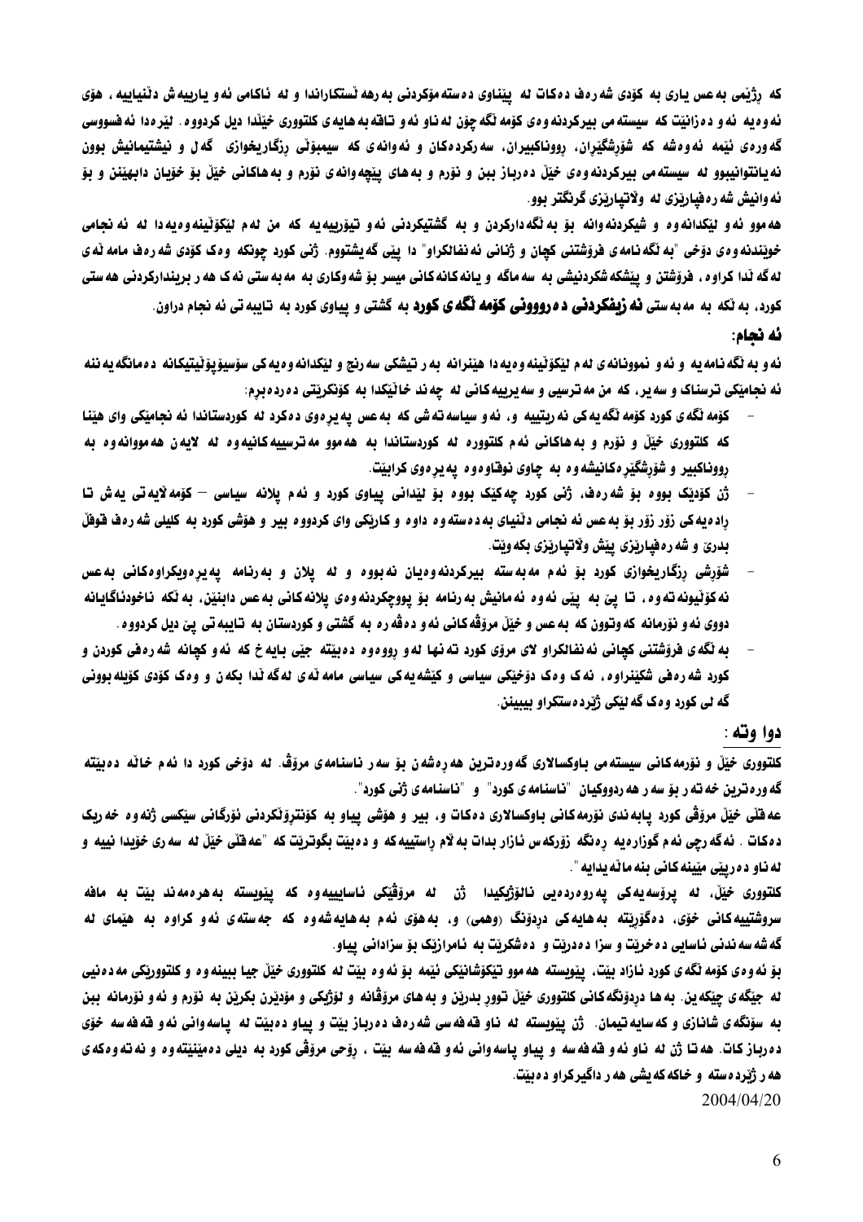که رژێمی بەعس یاری بە کۆدی شەرەف دەکات لە پێناوی دەستەمۆکردنی بەرەنگستکاراندا و لە ئاکامی ئەو یارییەش دڵنیاییە، هۆی ئەوەیە ئەو دەزانێت کە سیستەمی بیرکردنەوەی کۆمەڵگە چۆن لە ناو ئەو تاقە بەهایەی کلتووری خێڵدا دیل کردووە. لێرەدا ئەفسووس گەورەی ئێمە ئەوەشە کە شۆڕشگێران، رووناکبیران، سەرکردەکان و ئەوانەی کە سیمبوڵی رزگاریخوازی گەل و نیشتیمانیش بوون نەیانتوانیبوو لە سیستەمی بیرکردنەوەی خێڵ دەرباز ببن و نۆرم و بەهای پێچەوانەی نۆرم و بەهاکانی خێڵ بۆ خۆیان دابهێنن و بۆ ئەوانیش شەرەفپارێزی لە وڵاتپارێزی گرنگتر بوو.

هەموو ئەو لێکدانەوە و شیکردنەوانە بۆ بەڵگەدارکردن و بە گشتیکردنی ئەو تیۆرییەیە کە من لەم لێکۆڵینەوەیەدا لە ئەنجامی خوێندنەوەی دۆخی "بەڵگەنامەی فرۆشتنی کچان و ژنانی ئەنفالکراو" دا پێی گەیشتووم. ژنی کورد چونکە وەک کۆدی شەرەف مامەڵەی لەگەڵدا کراوە، فرۆشتن و پێشکەشکردنیشی بە سەماگە و یانەکانی میسر بۆ شەوکاری بە مەبەستی نەک هەر بریندارکردنی هەستی کورد، بەڵکە بە مەبەستی **ئەزیفکردنی دەروونی کۆمەڵگەی کورد** بە گشتی و پیاوی کورد بە تایبەتی ئەنجام دراون.

## ئەنجام:

ئەو بەڵگەنامەیە و ئەو نموونانەی لەم لێکۆڵینەوەیەدا هێنرانە بەرتیشکی سەرنج و لێکدانەوەیەکی سۆسیۆپۆلیتیکانە دەمانگەیەننە ئەنجامێکی ترسناک و سەیر، کە من مەترسیی و سەیرییەکانی لە چەند خاڵێکدا بە کۆنکرێتی دەردەبڕم:

- کۆمەڵگەی کورد کۆمەڵگەیەکی نەریتییە و، ئەو سیاسەتەشی کە بەعس پەیڕەوی دەکرد لە کوردستاندا ئەنجامێکی وای هێنا کە کلتووری خێڵ و نۆرم و بەهاکانی ئەم کلتوورە لە کوردستاندا بە هەموو مەترسییەکانییەوە لە لایەن هەموانەوە بە رووناکبیر و شۆڕشگێڕەکانیشەوە بە چاوی نوقاوەوە پەیڕەوی کرابێت.
- ژن کۆدێک بووە بۆ شەرەف، ژنی کورد چەکێک بووە بۆ لێدانی پیاوی کورد و ئەم پلانە سیاسی – کۆمەڵایەتی یەش تا رادەیەکی زۆر زۆر بۆ بەعس ئەنجامی دڵنیای بەدەستەوە داوە و کارێکی وای کردووە بیر و هۆشی کورد بە کلیلی شەرەف قوفڵ بدرێ و شەرەفپارێزی پێش وڵاتپارێزی بکەوێت.
- شۆڕشی رزگاریخوازی کورد بۆ ئەم مەبەستە بیرکردنەوەیان نەبووە و لە پلان و بەرنامە پەیڕەویکراوەکانی بەعس نەکۆڵیونەتەوە، تا پێ بە پێی ئەوە ئەمانیش بەرنامە بۆ پووچکردنەوەی پلانەکانی بەعس دابنێن، بەڵکە ناخودئاگایانە دووی ئەو نۆرمانە کەوتوون کە بەعس و خێڵ مرۆڤەکانی ئەو دەڤەرە بە گشتی و کوردستان بە تایبەتی پێ دیل کردووە.
- بەڵگەی فرۆشتنی کچانی ئەنفالکراو لای مرۆی کورد تەنها لەو رووەوە دەبێتە جێی بایەخ کە ئەو کچانە شەرەفی کوردن و کورد شەرەفی شکێنراوە، نەک وەک دۆخێکی سیاسی و کێشەیەکی سیاسی مامەڵەی لەگەڵدا بکەن و وەک کۆدی کۆیلەبوونی گەلی کورد وەک گەلێکی ژێردەستکراو ببینن.

## دوا وتە:

کلتووری خێڵ و نۆرمەکانی سیستەمی باوکسالاری گەورەترین هەڕەشەن بۆ سەر ناسنامەی مرۆڤ. لە دۆخی کورد دا ئەم خاڵە دەبێتە گەورەترین خەتەر بۆ سەر هەردووکیان "ناسنامەی کورد" و "ناسنامەی ژنی کورد".

عەقڵی خێڵ مرۆڤی کورد پابەندی نۆرمەکانی باوکسالاری دەکات و، بیر و هۆشی پیاو بە کۆنترۆڵکردنی ئۆرگانی سێکسی ژنەوە خەریک دەکات. ئەگەرچی ئەم گوزارەیە رەنگە زۆرکەس ئازار بدات بەڵام راستییەکە و دەبێت بگوترێت کە "عەقڵی خێڵ لە سەری خۆیدا نییە و لە ناو دەرپێی مێینەکانی بنەماڵەیدایە".

کلتووری خێڵ، لە پرۆسەیەکی پەروەردەیی ئاڵۆزێکیدا ژن لە مرۆڤێکی ئاساییەوە کە پێویستە بەهرەمەند بێت بە مافە سروشتییەکانی خۆی، دەگۆڕێتە بەهایەکی درۆنگ (وهمی) و، بەهۆی ئەم بەهایەشەوە کە جەستەی ئەو کراوە بە هێمای لە گەشەسەندنی ئاسایی دەخرێت و سزا دەدرێت و دەشکرێت بە ئامرازێک بۆ سزادانی پیاو.

بۆ ئەوەی کۆمەڵگەی کورد ئازاد بێت، پێویستە هەموو تێکۆشانێکی ئێمە بۆ ئەوە بێت لە کلتووری خێڵ جیا ببینەوە و کلتوورێکی مەدەنیی لە جێگەی چێکەین. بەها درۆنگەکانی کلتووری خێڵ توور بدرێن و بەهای مرۆڤانە و لۆژیکی و مۆدێرن بکرێن بە نۆرم و ئەو نۆرمانە ببن بە سۆنگەی شانازی و کەسایەتیمان. ژن پێویستە لە ناو قەفەسی شەرەف دەرباز بێت و پیاو دەبێت لە پاسەوانی ئەو قەفەسە خۆی دەرباز کات. هەتا ژن لە ناو ئەو قەفەسە و پیاو پاسەوانی ئەو قەفەسە بێت، رۆحی مرۆڤی کورد بە دیلی دەمێنێتەوە و نەتەوەکەی هەر ژێردەستە و خاکەکەیشی هەر داگیرکراو دەبێت.

2004/04/20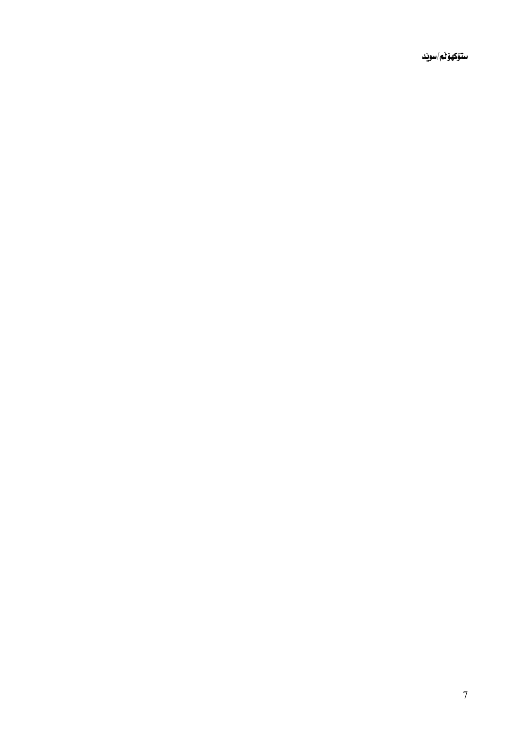ستۆکهۆڵم/سوێد